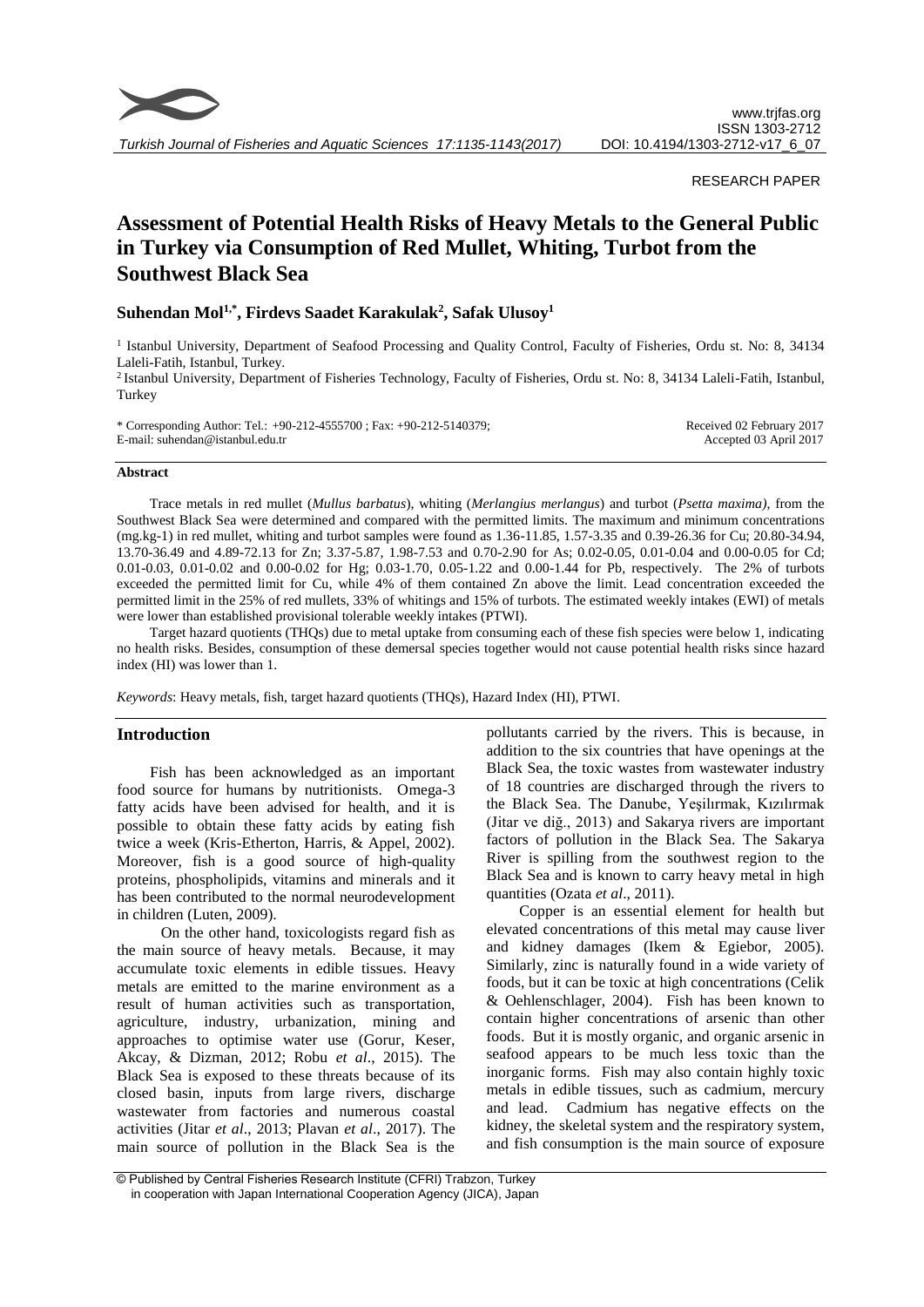RESEARCH PAPER

# Assessment of Potential Health Risks of Heavy Metals to the General Public in Turkey via Consumption of Red Mullet, Whiting, Turbot from the Southwest Black Sea

**Suhendan Mol[1,*], Firdevs Saadet Karakulak[2], Safak Ulusoy[1]**

[1] Istanbul University, Department of Seafood Processing and Quality Control, Faculty of Fisheries, Ordu st. No: 8, 34134 Laleli-Fatih, Istanbul, Turkey.

[2] Istanbul University, Department of Fisheries Technology, Faculty of Fisheries, Ordu st. No: 8, 34134 Laleli-Fatih, Istanbul, Turkey

\* Corresponding Author: Tel.: +90-212-4555700 ; Fax: +90-212-5140379;
E-mail: suhendan@istanbul.edu.tr

Received 02 February 2017
Accepted 03 April 2017

### Abstract

Trace metals in red mullet (*Mullus barbatus*), whiting (*Merlangius merlangus*) and turbot (*Psetta maxima)*, from the Southwest Black Sea were determined and compared with the permitted limits. The maximum and minimum concentrations (mg.kg-1) in red mullet, whiting and turbot samples were found as 1.36-11.85, 1.57-3.35 and 0.39-26.36 for Cu; 20.80-34.94, 13.70-36.49 and 4.89-72.13 for Zn; 3.37-5.87, 1.98-7.53 and 0.70-2.90 for As; 0.02-0.05, 0.01-0.04 and 0.00-0.05 for Cd; 0.01-0.03, 0.01-0.02 and 0.00-0.02 for Hg; 0.03-1.70, 0.05-1.22 and 0.00-1.44 for Pb, respectively. The 2% of turbots exceeded the permitted limit for Cu, while 4% of them contained Zn above the limit. Lead concentration exceeded the permitted limit in the 25% of red mullets, 33% of whitings and 15% of turbots. The estimated weekly intakes (EWI) of metals were lower than established provisional tolerable weekly intakes (PTWI).

Target hazard quotients (THQs) due to metal uptake from consuming each of these fish species were below 1, indicating no health risks. Besides, consumption of these demersal species together would not cause potential health risks since hazard index (HI) was lower than 1.

*Keywords*: Heavy metals, fish, target hazard quotients (THQs), Hazard Index (HI), PTWI.

## Introduction

Fish has been acknowledged as an important food source for humans by nutritionists. Omega-3 fatty acids have been advised for health, and it is possible to obtain these fatty acids by eating fish twice a week (Kris-Etherton, Harris, & Appel, 2002). Moreover, fish is a good source of high-quality proteins, phospholipids, vitamins and minerals and it has been contributed to the normal neurodevelopment in children (Luten, 2009).

On the other hand, toxicologists regard fish as the main source of heavy metals. Because, it may accumulate toxic elements in edible tissues. Heavy metals are emitted to the marine environment as a result of human activities such as transportation, agriculture, industry, urbanization, mining and approaches to optimise water use (Gorur, Keser, Akcay, & Dizman, 2012; Robu *et al*., 2015). The Black Sea is exposed to these threats because of its closed basin, inputs from large rivers, discharge wastewater from factories and numerous coastal activities (Jitar *et al*., 2013; Plavan *et al*., 2017). The main source of pollution in the Black Sea is the pollutants carried by the rivers. This is because, in addition to the six countries that have openings at the Black Sea, the toxic wastes from wastewater industry of 18 countries are discharged through the rivers to the Black Sea. The Danube, Yeşilırmak, Kızılırmak (Jitar ve diğ., 2013) and Sakarya rivers are important factors of pollution in the Black Sea. The Sakarya River is spilling from the southwest region to the Black Sea and is known to carry heavy metal in high quantities (Ozata *et al*., 2011).

Copper is an essential element for health but elevated concentrations of this metal may cause liver and kidney damages (Ikem & Egiebor, 2005). Similarly, zinc is naturally found in a wide variety of foods, but it can be toxic at high concentrations (Celik & Oehlenschlager, 2004). Fish has been known to contain higher concentrations of arsenic than other foods. But it is mostly organic, and organic arsenic in seafood appears to be much less toxic than the inorganic forms. Fish may also contain highly toxic metals in edible tissues, such as cadmium, mercury and lead. Cadmium has negative effects on the kidney, the skeletal system and the respiratory system, and fish consumption is the main source of exposure

© Published by Central Fisheries Research Institute (CFRI) Trabzon, Turkey in cooperation with Japan International Cooperation Agency (JICA), Japan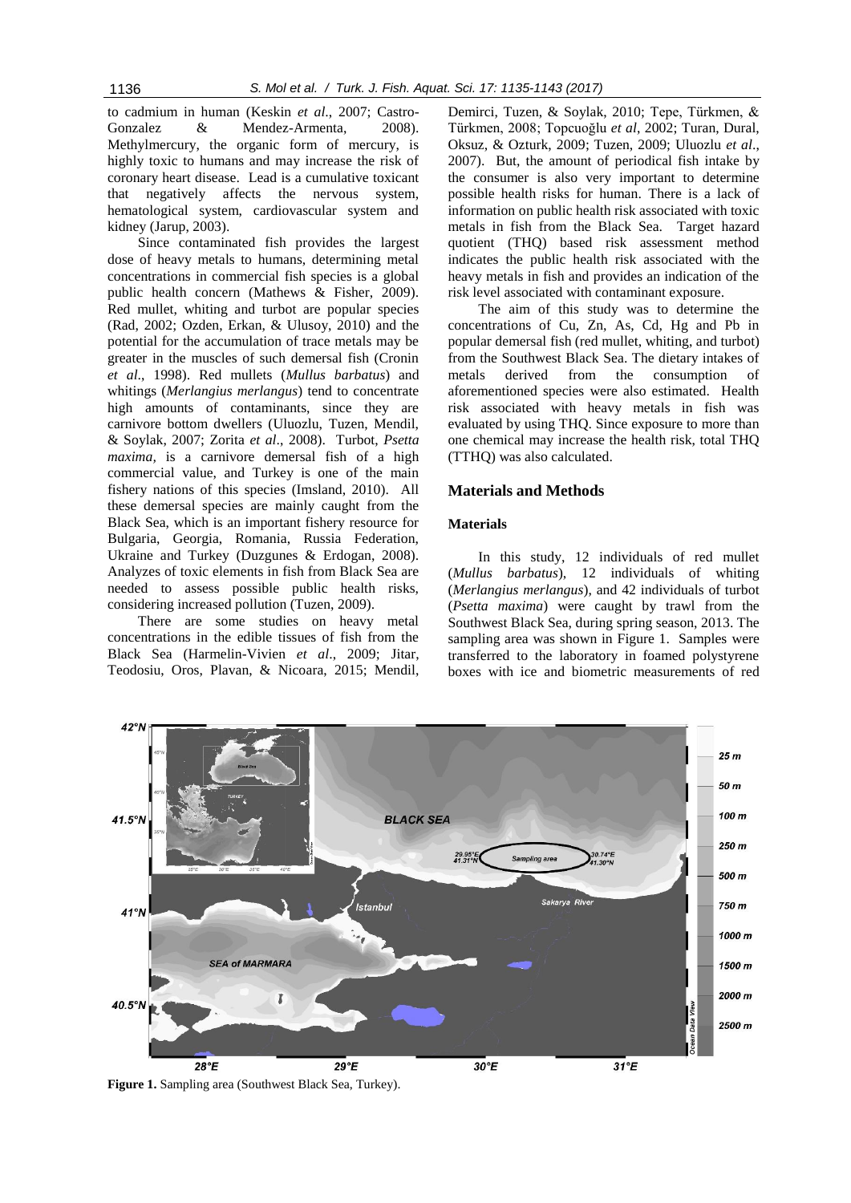to cadmium in human (Keskin *et al*., 2007; Castro-Gonzalez & Mendez-Armenta, 2008). Methylmercury, the organic form of mercury, is highly toxic to humans and may increase the risk of coronary heart disease. Lead is a cumulative toxicant that negatively affects the nervous system, hematological system, cardiovascular system and kidney (Jarup, 2003).

Since contaminated fish provides the largest dose of heavy metals to humans, determining metal concentrations in commercial fish species is a global public health concern (Mathews & Fisher, 2009). Red mullet, whiting and turbot are popular species (Rad, 2002; Ozden, Erkan, & Ulusoy, 2010) and the potential for the accumulation of trace metals may be greater in the muscles of such demersal fish (Cronin *et al*., 1998). Red mullets (*Mullus barbatus*) and whitings (*Merlangius merlangus*) tend to concentrate high amounts of contaminants, since they are carnivore bottom dwellers (Uluozlu, Tuzen, Mendil, & Soylak, 2007; Zorita *et al*., 2008). Turbot, *Psetta maxima*, is a carnivore demersal fish of a high commercial value, and Turkey is one of the main fishery nations of this species (Imsland, 2010). All these demersal species are mainly caught from the Black Sea, which is an important fishery resource for Bulgaria, Georgia, Romania, Russia Federation, Ukraine and Turkey (Duzgunes & Erdogan, 2008). Analyzes of toxic elements in fish from Black Sea are needed to assess possible public health risks, considering increased pollution (Tuzen, 2009).

There are some studies on heavy metal concentrations in the edible tissues of fish from the Black Sea (Harmelin-Vivien *et al*., 2009; Jitar, Teodosiu, Oros, Plavan, & Nicoara, 2015; Mendil, Demirci, Tuzen, & Soylak, 2010; Tepe, Türkmen, & Türkmen, 2008; Topcuoğlu *et al*, 2002; Turan, Dural, Oksuz, & Ozturk, 2009; Tuzen, 2009; Uluozlu *et al*., 2007). But, the amount of periodical fish intake by the consumer is also very important to determine possible health risks for human. There is a lack of information on public health risk associated with toxic metals in fish from the Black Sea. Target hazard quotient (THQ) based risk assessment method indicates the public health risk associated with the heavy metals in fish and provides an indication of the risk level associated with contaminant exposure.

The aim of this study was to determine the concentrations of Cu, Zn, As, Cd, Hg and Pb in popular demersal fish (red mullet, whiting, and turbot) from the Southwest Black Sea. The dietary intakes of metals derived from the consumption of aforementioned species were also estimated. Health risk associated with heavy metals in fish was evaluated by using THQ. Since exposure to more than one chemical may increase the health risk, total THQ (TTHQ) was also calculated.

## Materials and Methods

### Materials

In this study, 12 individuals of red mullet (*Mullus barbatus*), 12 individuals of whiting (*Merlangius merlangus*), and 42 individuals of turbot (*Psetta maxima*) were caught by trawl from the Southwest Black Sea, during spring season, 2013. The sampling area was shown in Figure 1. Samples were transferred to the laboratory in foamed polystyrene boxes with ice and biometric measurements of red

**Figure 1.** Sampling area (Southwest Black Sea, Turkey).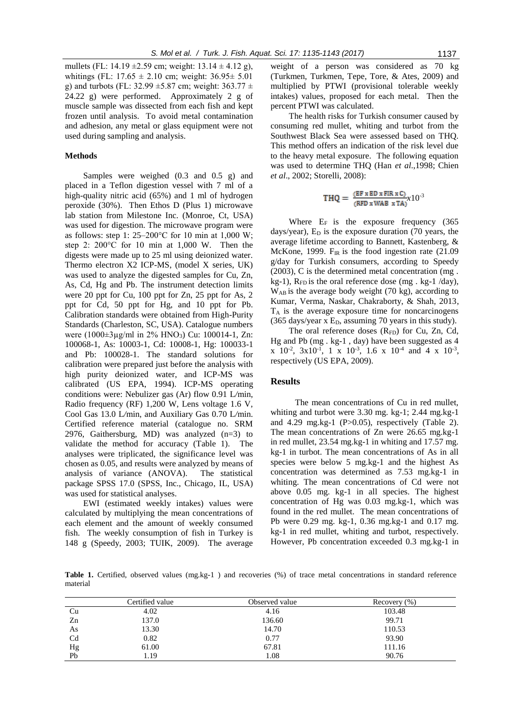mullets (FL: 14.19 ±2.59 cm; weight: 13.14 ± 4.12 g), whitings (FL: 17.65 ± 2.10 cm; weight: 36.95± 5.01 g) and turbots (FL: 32.99 ±5.87 cm; weight: 363.77 ± 24.22 g) were performed. Approximately 2 g of muscle sample was dissected from each fish and kept frozen until analysis. To avoid metal contamination and adhesion, any metal or glass equipment were not used during sampling and analysis.

### Methods

Samples were weighed (0.3 and 0.5 g) and placed in a Teflon digestion vessel with 7 ml of a high-quality nitric acid (65%) and 1 ml of hydrogen peroxide (30%). Then Ethos D (Plus 1) microwave lab station from Milestone Inc. (Monroe, Ct, USA) was used for digestion. The microwave program were as follows: step 1: 25–200°C for 10 min at 1,000 W; step 2: 200°C for 10 min at 1,000 W. Then the digests were made up to 25 ml using deionized water. Thermo electron X2 ICP-MS, (model X series, UK) was used to analyze the digested samples for Cu, Zn, As, Cd, Hg and Pb. The instrument detection limits were 20 ppt for Cu, 100 ppt for Zn, 25 ppt for As, 2 ppt for Cd, 50 ppt for Hg, and 10 ppt for Pb. Calibration standards were obtained from High-Purity Standards (Charleston, SC, USA). Catalogue numbers were (1000±3µg/ml in 2% $HNO_3$) Cu: 100014-1, Zn: 100068-1, As: 10003-1, Cd: 10008-1, Hg: 100033-1 and Pb: 100028-1. The standard solutions for calibration were prepared just before the analysis with high purity deionized water, and ICP-MS was calibrated (US EPA, 1994). ICP-MS operating conditions were: Nebulizer gas (Ar) flow 0.91 L/min, Radio frequency (RF) 1,200 W, Lens voltage 1.6 V, Cool Gas 13.0 L/min, and Auxiliary Gas 0.70 L/min. Certified reference material (catalogue no. SRM 2976, Gaithersburg, MD) was analyzed (n=3) to validate the method for accuracy (Table 1). The analyses were triplicated, the significance level was chosen as 0.05, and results were analyzed by means of analysis of variance (ANOVA). The statistical package SPSS 17.0 (SPSS, Inc., Chicago, IL, USA) was used for statistical analyses.

EWI (estimated weekly intakes) values were calculated by multiplying the mean concentrations of each element and the amount of weekly consumed fish. The weekly consumption of fish in Turkey is 148 g (Speedy, 2003; TUIK, 2009). The average weight of a person was considered as 70 kg (Turkmen, Turkmen, Tepe, Tore, & Ates, 2009) and multiplied by PTWI (provisional tolerable weekly intakes) values, proposed for each metal. Then the percent PTWI was calculated.

The health risks for Turkish consumer caused by consuming red mullet, whiting and turbot from the Southwest Black Sea were assessed based on THQ. This method offers an indication of the risk level due to the heavy metal exposure. The following equation was used to determine THQ (Han *et al*.,1998; Chien *et al*., 2002; Storelli, 2008):

$$THQ = \frac{(EF \times ED \times FIR \times C)}{(RFD \times WAB \times TA)} x10^{-3}$$

Where $E_F$ is the exposure frequency (365 days/year), $E_D$ is the exposure duration (70 years, the average lifetime according to Bannett, Kastenberg, & McKone, 1999. $F_{IR}$ is the food ingestion rate (21.09 g/day for Turkish consumers, according to Speedy (2003), C is the determined metal concentration (mg . kg-1), $R_{FD}$ is the oral reference dose (mg . kg-1 /day), $W_{AB}$ is the average body weight (70 kg), according to Kumar, Verma, Naskar, Chakraborty, & Shah, 2013, $T_A$ is the average exposure time for noncarcinogens (365 days/year x $E_D$, assuming 70 years in this study).

The oral reference doses ($R_{FD}$) for Cu, Zn, Cd, Hg and Pb (mg . kg-1 , day) have been suggested as 4 x $10^{-2}$, 3x$10^{-1}$, 1 x $10^{-3}$, 1.6 x $10^{-4}$ and 4 x $10^{-3}$, respectively (US EPA, 2009).

## Results

The mean concentrations of Cu in red mullet, whiting and turbot were 3.30 mg. kg-1; 2.44 mg.kg-1 and 4.29 mg.kg-1 (P>0.05), respectively (Table 2). The mean concentrations of Zn were 26.65 mg.kg-1 in red mullet, 23.54 mg.kg-1 in whiting and 17.57 mg. kg-1 in turbot. The mean concentrations of As in all species were below 5 mg.kg-1 and the highest As concentration was determined as 7.53 mg.kg-1 in whiting. The mean concentrations of Cd were not above 0.05 mg. kg-1 in all species. The highest concentration of Hg was 0.03 mg.kg-1, which was found in the red mullet. The mean concentrations of Pb were 0.29 mg. kg-1, 0.36 mg.kg-1 and 0.17 mg. kg-1 in red mullet, whiting and turbot, respectively. However, Pb concentration exceeded 0.3 mg.kg-1 in

**Table 1.** Certified, observed values (mg.kg-1 ) and recoveries (%) of trace metal concentrations in standard reference material

| | Certified value | Observed value | Recovery (%) |
|---|---|---|---|
| Cu | 4.02 | 4.16 | 103.48 |
| Zn | 137.0 | 136.60 | 99.71 |
| As | 13.30 | 14.70 | 110.53 |
| Cd | 0.82 | 0.77 | 93.90 |
| Hg | 61.00 | 67.81 | 111.16 |
| Pb | 1.19 | 1.08 | 90.76 |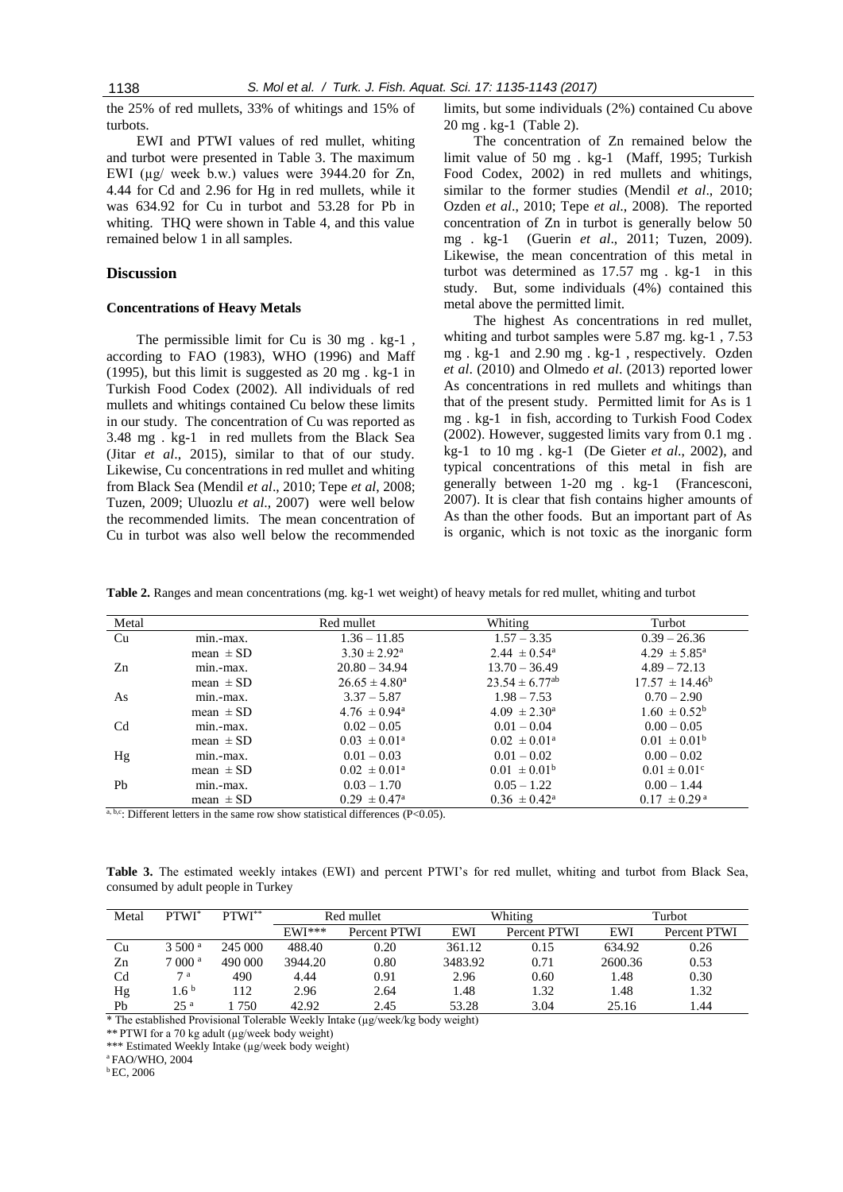the 25% of red mullets, 33% of whitings and 15% of turbots.

EWI and PTWI values of red mullet, whiting and turbot were presented in Table 3. The maximum EWI (µg/ week b.w.) values were 3944.20 for Zn, 4.44 for Cd and 2.96 for Hg in red mullets, while it was 634.92 for Cu in turbot and 53.28 for Pb in whiting. THQ were shown in Table 4, and this value remained below 1 in all samples.

## Discussion

### Concentrations of Heavy Metals

The permissible limit for Cu is 30 mg . kg-1 , according to FAO (1983), WHO (1996) and Maff (1995), but this limit is suggested as 20 mg . kg-1 in Turkish Food Codex (2002). All individuals of red mullets and whitings contained Cu below these limits in our study. The concentration of Cu was reported as 3.48 mg . kg-1 in red mullets from the Black Sea (Jitar *et al*., 2015), similar to that of our study. Likewise, Cu concentrations in red mullet and whiting from Black Sea (Mendil *et al*., 2010; Tepe *et al*, 2008; Tuzen, 2009; Uluozlu *et al*., 2007) were well below the recommended limits. The mean concentration of Cu in turbot was also well below the recommended limits, but some individuals (2%) contained Cu above 20 mg . kg-1 (Table 2).

The concentration of Zn remained below the limit value of 50 mg . kg-1 (Maff, 1995; Turkish Food Codex, 2002) in red mullets and whitings, similar to the former studies (Mendil *et al*., 2010; Ozden *et al*., 2010; Tepe *et al*., 2008). The reported concentration of Zn in turbot is generally below 50 mg . kg-1 (Guerin *et al*., 2011; Tuzen, 2009). Likewise, the mean concentration of this metal in turbot was determined as 17.57 mg . kg-1 in this study. But, some individuals (4%) contained this metal above the permitted limit.

The highest As concentrations in red mullet, whiting and turbot samples were 5.87 mg. kg-1 , 7.53 mg . kg-1 and 2.90 mg . kg-1 , respectively. Ozden *et al*. (2010) and Olmedo *et al*. (2013) reported lower As concentrations in red mullets and whitings than that of the present study. Permitted limit for As is 1 mg . kg-1 in fish, according to Turkish Food Codex (2002). However, suggested limits vary from 0.1 mg . kg-1 to 10 mg . kg-1 (De Gieter *et al*., 2002), and typical concentrations of this metal in fish are generally between 1-20 mg . kg-1 (Francesconi, 2007). It is clear that fish contains higher amounts of As than the other foods. But an important part of As is organic, which is not toxic as the inorganic form

**Table 2.** Ranges and mean concentrations (mg. kg-1 wet weight) of heavy metals for red mullet, whiting and turbot

| Metal | | Red mullet | Whiting | Turbot |
|---|---|---|---|---|
| Cu | min.-max. | 1.36 – 11.85 | 1.57 – 3.35 | 0.39 – 26.36 |
| | mean ± SD | 3.30 ± 2.92[a] | 2.44 ± 0.54[a] | 4.29 ± 5.85[a] |
| Zn | min.-max. | 20.80 – 34.94 | 13.70 – 36.49 | 4.89 – 72.13 |
| | mean ± SD | 26.65 ± 4.80[a] | 23.54 ± 6.77[ab] | 17.57 ± 14.46[b] |
| As | min.-max. | 3.37 – 5.87 | 1.98 – 7.53 | 0.70 – 2.90 |
| | mean ± SD | 4.76 ± 0.94[a] | 4.09 ± 2.30[a] | 1.60 ± 0.52[b] |
| Cd | min.-max. | 0.02 – 0.05 | 0.01 – 0.04 | 0.00 – 0.05 |
| | mean ± SD | 0.03 ± 0.01[a] | 0.02 ± 0.01[a] | 0.01 ± 0.01[b] |
| Hg | min.-max. | 0.01 – 0.03 | 0.01 – 0.02 | 0.00 – 0.02 |
| | mean ± SD | 0.02 ± 0.01[a] | 0.01 ± 0.01[b] | 0.01 ± 0.01[c] |
| Pb | min.-max. | 0.03 – 1.70 | 0.05 – 1.22 | 0.00 – 1.44 |
| | mean ± SD | 0.29 ± 0.47[a] | 0.36 ± 0.42[a] | 0.17 ± 0.29[a] |

a, b,c: Different letters in the same row show statistical differences (P<0.05).

**Table 3.** The estimated weekly intakes (EWI) and percent PTWI's for red mullet, whiting and turbot from Black Sea, consumed by adult people in Turkey

| Metal | PTWI* | PTWI** | Red mullet | | Whiting | | Turbot | |
|---|---|---|---|---|---|---|---|---|
| | | | EWI*** | Percent PTWI | EWI | Percent PTWI | EWI | Percent PTWI |
| Cu | 3 500 [a] | 245 000 | 488.40 | 0.20 | 361.12 | 0.15 | 634.92 | 0.26 |
| Zn | 7 000 [a] | 490 000 | 3944.20 | 0.80 | 3483.92 | 0.71 | 2600.36 | 0.53 |
| Cd | 7 [a] | 490 | 4.44 | 0.91 | 2.96 | 0.60 | 1.48 | 0.30 |
| Hg | 1.6 [b] | 112 | 2.96 | 2.64 | 1.48 | 1.32 | 1.48 | 1.32 |
| Pb | 25 [a] | 1 750 | 42.92 | 2.45 | 53.28 | 3.04 | 25.16 | 1.44 |

\* The established Provisional Tolerable Weekly Intake (µg/week/kg body weight)

** PTWI for a 70 kg adult (µg/week body weight)

*** Estimated Weekly Intake (µg/week body weight)

[a] FAO/WHO, 2004

[b] EC, 2006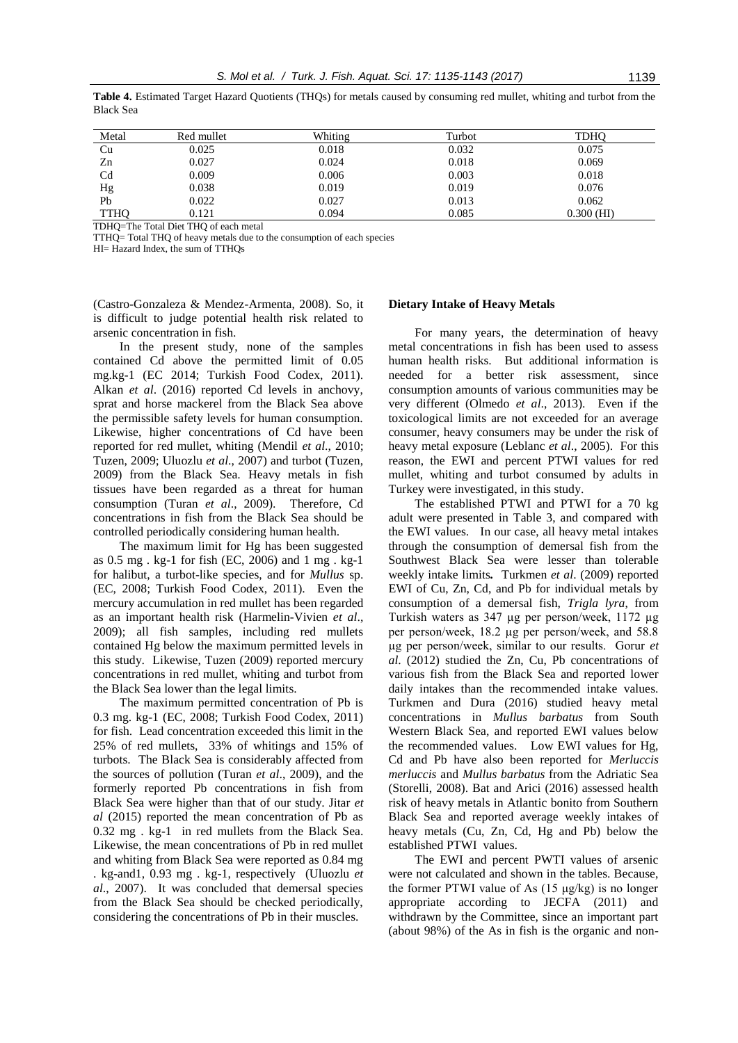**Table 4.** Estimated Target Hazard Quotients (THQs) for metals caused by consuming red mullet, whiting and turbot from the Black Sea

| Metal | Red mullet | Whiting | Turbot | TDHQ |
|---|---|---|---|---|
| Cu | 0.025 | 0.018 | 0.032 | 0.075 |
| Zn | 0.027 | 0.024 | 0.018 | 0.069 |
| Cd | 0.009 | 0.006 | 0.003 | 0.018 |
| Hg | 0.038 | 0.019 | 0.019 | 0.076 |
| Pb | 0.022 | 0.027 | 0.013 | 0.062 |
| TTHQ | 0.121 | 0.094 | 0.085 | 0.300 (HI) |

TDHQ=The Total Diet THQ of each metal
TTHQ= Total THQ of heavy metals due to the consumption of each species
HI= Hazard Index, the sum of TTHQs

(Castro-Gonzaleza & Mendez-Armenta, 2008). So, it is difficult to judge potential health risk related to arsenic concentration in fish.

In the present study, none of the samples contained Cd above the permitted limit of 0.05 mg.kg-1 (EC 2014; Turkish Food Codex, 2011). Alkan *et al*. (2016) reported Cd levels in anchovy, sprat and horse mackerel from the Black Sea above the permissible safety levels for human consumption. Likewise, higher concentrations of Cd have been reported for red mullet, whiting (Mendil *et al*., 2010; Tuzen, 2009; Uluozlu *et al*., 2007) and turbot (Tuzen, 2009) from the Black Sea. Heavy metals in fish tissues have been regarded as a threat for human consumption (Turan *et al*., 2009). Therefore, Cd concentrations in fish from the Black Sea should be controlled periodically considering human health.

The maximum limit for Hg has been suggested as 0.5 mg . kg-1 for fish (EC, 2006) and 1 mg . kg-1 for halibut, a turbot-like species, and for *Mullus* sp. (EC, 2008; Turkish Food Codex, 2011). Even the mercury accumulation in red mullet has been regarded as an important health risk (Harmelin-Vivien *et al*., 2009); all fish samples, including red mullets contained Hg below the maximum permitted levels in this study. Likewise, Tuzen (2009) reported mercury concentrations in red mullet, whiting and turbot from the Black Sea lower than the legal limits.

The maximum permitted concentration of Pb is 0.3 mg. kg-1 (EC, 2008; Turkish Food Codex, 2011) for fish. Lead concentration exceeded this limit in the 25% of red mullets, 33% of whitings and 15% of turbots. The Black Sea is considerably affected from the sources of pollution (Turan *et al*., 2009), and the formerly reported Pb concentrations in fish from Black Sea were higher than that of our study. Jitar *et al* (2015) reported the mean concentration of Pb as 0.32 mg . kg-1 in red mullets from the Black Sea. Likewise, the mean concentrations of Pb in red mullet and whiting from Black Sea were reported as 0.84 mg . kg-and1, 0.93 mg . kg-1, respectively (Uluozlu *et al*., 2007). It was concluded that demersal species from the Black Sea should be checked periodically, considering the concentrations of Pb in their muscles.

**Dietary Intake of Heavy Metals**

For many years, the determination of heavy metal concentrations in fish has been used to assess human health risks. But additional information is needed for a better risk assessment, since consumption amounts of various communities may be very different (Olmedo *et al*., 2013). Even if the toxicological limits are not exceeded for an average consumer, heavy consumers may be under the risk of heavy metal exposure (Leblanc *et al*., 2005). For this reason, the EWI and percent PTWI values for red mullet, whiting and turbot consumed by adults in Turkey were investigated, in this study.

The established PTWI and PTWI for a 70 kg adult were presented in Table 3, and compared with the EWI values. In our case, all heavy metal intakes through the consumption of demersal fish from the Southwest Black Sea were lesser than tolerable weekly intake limits**.** Turkmen *et al*. (2009) reported EWI of Cu, Zn, Cd, and Pb for individual metals by consumption of a demersal fish, *Trigla lyra*, from Turkish waters as 347 µg per person/week, 1172 µg per person/week, 18.2 µg per person/week, and 58.8 µg per person/week, similar to our results. Gorur *et al*. (2012) studied the Zn, Cu, Pb concentrations of various fish from the Black Sea and reported lower daily intakes than the recommended intake values. Turkmen and Dura (2016) studied heavy metal concentrations in *Mullus barbatus* from South Western Black Sea, and reported EWI values below the recommended values. Low EWI values for Hg, Cd and Pb have also been reported for *Merluccis merluccis* and *Mullus barbatus* from the Adriatic Sea (Storelli, 2008). Bat and Arici (2016) assessed health risk of heavy metals in Atlantic bonito from Southern Black Sea and reported average weekly intakes of heavy metals (Cu, Zn, Cd, Hg and Pb) below the established PTWI values.

The EWI and percent PWTI values of arsenic were not calculated and shown in the tables. Because, the former PTWI value of As (15 µg/kg) is no longer appropriate according to JECFA (2011) and withdrawn by the Committee, since an important part (about 98%) of the As in fish is the organic and non-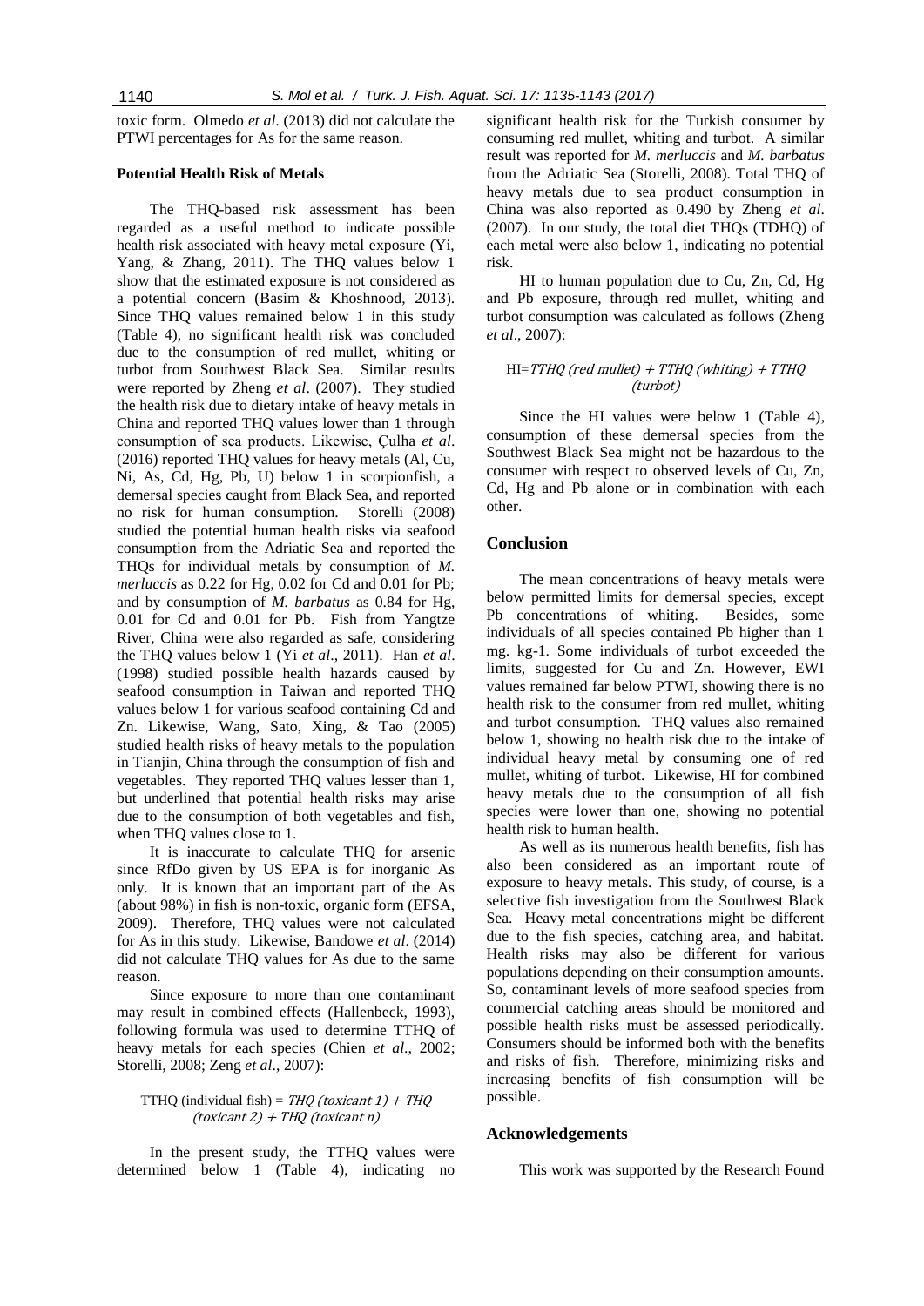toxic form. Olmedo *et al*. (2013) did not calculate the PTWI percentages for As for the same reason.

### Potential Health Risk of Metals

The THQ-based risk assessment has been regarded as a useful method to indicate possible health risk associated with heavy metal exposure (Yi, Yang, & Zhang, 2011). The THQ values below 1 show that the estimated exposure is not considered as a potential concern (Basim & Khoshnood, 2013). Since THQ values remained below 1 in this study (Table 4), no significant health risk was concluded due to the consumption of red mullet, whiting or turbot from Southwest Black Sea. Similar results were reported by Zheng *et al*. (2007). They studied the health risk due to dietary intake of heavy metals in China and reported THQ values lower than 1 through consumption of sea products. Likewise, Çulha *et al*. (2016) reported THQ values for heavy metals (Al, Cu, Ni, As, Cd, Hg, Pb, U) below 1 in scorpionfish, a demersal species caught from Black Sea, and reported no risk for human consumption. Storelli (2008) studied the potential human health risks via seafood consumption from the Adriatic Sea and reported the THQs for individual metals by consumption of *M. merluccis* as 0.22 for Hg, 0.02 for Cd and 0.01 for Pb; and by consumption of *M. barbatus* as 0.84 for Hg, 0.01 for Cd and 0.01 for Pb. Fish from Yangtze River, China were also regarded as safe, considering the THQ values below 1 (Yi *et al*., 2011). Han *et al*. (1998) studied possible health hazards caused by seafood consumption in Taiwan and reported THQ values below 1 for various seafood containing Cd and Zn. Likewise, Wang, Sato, Xing, & Tao (2005) studied health risks of heavy metals to the population in Tianjin, China through the consumption of fish and vegetables. They reported THQ values lesser than 1, but underlined that potential health risks may arise due to the consumption of both vegetables and fish, when THQ values close to 1.

It is inaccurate to calculate THQ for arsenic since RfDo given by US EPA is for inorganic As only. It is known that an important part of the As (about 98%) in fish is non-toxic, organic form (EFSA, 2009). Therefore, THQ values were not calculated for As in this study. Likewise, Bandowe *et al*. (2014) did not calculate THQ values for As due to the same reason.

Since exposure to more than one contaminant may result in combined effects (Hallenbeck, 1993), following formula was used to determine TTHQ of heavy metals for each species (Chien *et al*., 2002; Storelli, 2008; Zeng *et al*., 2007):

$$\text{TTHQ (individual fish)} = THQ\ (toxicant\ 1) + THQ\ (toxicant\ 2) + THQ\ (toxicant\ n)$$

In the present study, the TTHQ values were determined below 1 (Table 4), indicating no significant health risk for the Turkish consumer by consuming red mullet, whiting and turbot. A similar result was reported for *M. merluccis* and *M. barbatus* from the Adriatic Sea (Storelli, 2008). Total THQ of heavy metals due to sea product consumption in China was also reported as 0.490 by Zheng *et al*. (2007). In our study, the total diet THQs (TDHQ) of each metal were also below 1, indicating no potential risk.

HI to human population due to Cu, Zn, Cd, Hg and Pb exposure, through red mullet, whiting and turbot consumption was calculated as follows (Zheng *et al*., 2007):

$$\text{HI} = TTHQ\ (red\ mullet) + TTHQ\ (whiting) + TTHQ\ (turbot)$$

Since the HI values were below 1 (Table 4), consumption of these demersal species from the Southwest Black Sea might not be hazardous to the consumer with respect to observed levels of Cu, Zn, Cd, Hg and Pb alone or in combination with each other.

## Conclusion

The mean concentrations of heavy metals were below permitted limits for demersal species, except Pb concentrations of whiting. Besides, some individuals of all species contained Pb higher than 1 mg. kg-1. Some individuals of turbot exceeded the limits, suggested for Cu and Zn. However, EWI values remained far below PTWI, showing there is no health risk to the consumer from red mullet, whiting and turbot consumption. THQ values also remained below 1, showing no health risk due to the intake of individual heavy metal by consuming one of red mullet, whiting of turbot. Likewise, HI for combined heavy metals due to the consumption of all fish species were lower than one, showing no potential health risk to human health.

As well as its numerous health benefits, fish has also been considered as an important route of exposure to heavy metals. This study, of course, is a selective fish investigation from the Southwest Black Sea. Heavy metal concentrations might be different due to the fish species, catching area, and habitat. Health risks may also be different for various populations depending on their consumption amounts. So, contaminant levels of more seafood species from commercial catching areas should be monitored and possible health risks must be assessed periodically. Consumers should be informed both with the benefits and risks of fish. Therefore, minimizing risks and increasing benefits of fish consumption will be possible.

## Acknowledgements

This work was supported by the Research Found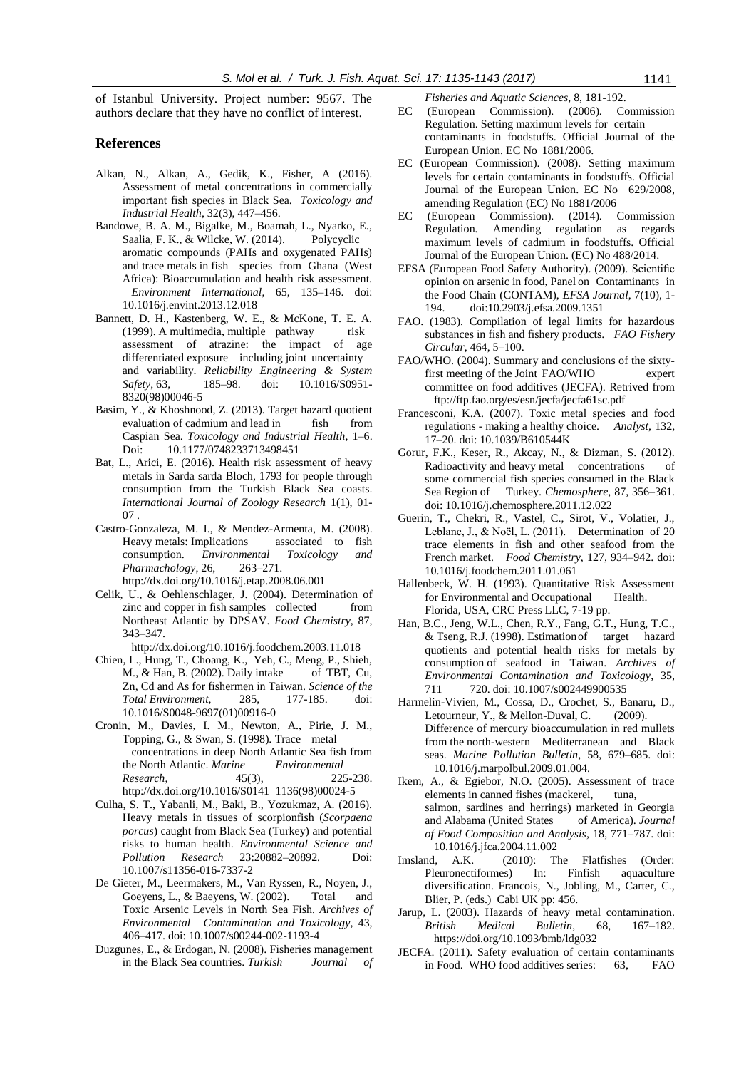of Istanbul University. Project number: 9567. The authors declare that they have no conflict of interest.

## References

Alkan, N., Alkan, A., Gedik, K., Fisher, A (2016). Assessment of metal concentrations in commercially important fish species in Black Sea. *Toxicology and Industrial Health*, 32(3), 447–456.

Bandowe, B. A. M., Bigalke, M., Boamah, L., Nyarko, E., Saalia, F. K., & Wilcke, W. (2014). Polycyclic aromatic compounds (PAHs and oxygenated PAHs) and trace metals in fish species from Ghana (West Africa): Bioaccumulation and health risk assessment. *Environment International*, 65, 135–146. doi: 10.1016/j.envint.2013.12.018

Bannett, D. H., Kastenberg, W. E., & McKone, T. E. A. (1999). A multimedia, multiple pathway risk assessment of atrazine: the impact of age differentiated exposure including joint uncertainty and variability. *Reliability Engineering & System Safety*, 63, 185–98. doi: 10.1016/S0951-8320(98)00046-5

Basim, Y., & Khoshnood, Z. (2013). Target hazard quotient evaluation of cadmium and lead in fish from Caspian Sea. *Toxicology and Industrial Health*, 1–6. Doi: 10.1177/0748233713498451

Bat, L., Arici, E. (2016). Health risk assessment of heavy metals in Sarda sarda Bloch, 1793 for people through consumption from the Turkish Black Sea coasts. *International Journal of Zoology Research* 1(1), 01-07 .

Castro-Gonzaleza, M. I., & Mendez-Armenta, M. (2008). Heavy metals: Implications associated to fish consumption. *Environmental Toxicology and Pharmachology*, 26, 263–271. http://dx.doi.org/10.1016/j.etap.2008.06.001

Celik, U., & Oehlenschlager, J. (2004). Determination of zinc and copper in fish samples collected from Northeast Atlantic by DPSAV. *Food Chemistry*, 87, 343–347. http://dx.doi.org/10.1016/j.foodchem.2003.11.018

Chien, L., Hung, T., Choang, K., Yeh, C., Meng, P., Shieh, M., & Han, B. (2002). Daily intake of TBT, Cu, Zn, Cd and As for fishermen in Taiwan. *Science of the Total Environment*, 285, 177-185. doi: 10.1016/S0048-9697(01)00916-0

Cronin, M., Davies, I. M., Newton, A., Pirie, J. M., Topping, G., & Swan, S. (1998). Trace metal concentrations in deep North Atlantic Sea fish from the North Atlantic. *Marine Environmental Research*, 45(3), 225-238. http://dx.doi.org/10.1016/S0141 1136(98)00024-5

Culha, S. T., Yabanli, M., Baki, B., Yozukmaz, A. (2016). Heavy metals in tissues of scorpionfish (*Scorpaena porcus*) caught from Black Sea (Turkey) and potential risks to human health. *Environmental Science and Pollution Research* 23:20882–20892. Doi: 10.1007/s11356-016-7337-2

De Gieter, M., Leermakers, M., Van Ryssen, R., Noyen, J., Goeyens, L., & Baeyens, W. (2002). Total and Toxic Arsenic Levels in North Sea Fish. *Archives of Environmental Contamination and Toxicology*, 43, 406–417. doi: 10.1007/s00244-002-1193-4

Duzgunes, E., & Erdogan, N. (2008). Fisheries management in the Black Sea countries. *Turkish Journal of Fisheries and Aquatic Sciences*, 8, 181-192.

EC (European Commission). (2006). Commission Regulation. Setting maximum levels for certain contaminants in foodstuffs. Official Journal of the European Union. EC No 1881/2006.

EC (European Commission). (2008). Setting maximum levels for certain contaminants in foodstuffs. Official Journal of the European Union. EC No 629/2008, amending Regulation (EC) No 1881/2006

EC (European Commission). (2014). Commission Regulation. Amending regulation as regards maximum levels of cadmium in foodstuffs. Official Journal of the European Union. (EC) No 488/2014.

EFSA (European Food Safety Authority). (2009). Scientific opinion on arsenic in food, Panel on Contaminants in the Food Chain (CONTAM), *EFSA Journal*, 7(10), 1-194. doi:10.2903/j.efsa.2009.1351

FAO. (1983). Compilation of legal limits for hazardous substances in fish and fishery products. *FAO Fishery Circular*, 464, 5–100.

FAO/WHO. (2004). Summary and conclusions of the sixty-first meeting of the Joint FAO/WHO expert committee on food additives (JECFA). Retrived from ftp://ftp.fao.org/es/esn/jecfa/jecfa61sc.pdf

Francesconi, K.A. (2007). Toxic metal species and food regulations - making a healthy choice. *Analyst*, 132, 17–20. doi: 10.1039/B610544K

Gorur, F.K., Keser, R., Akcay, N., & Dizman, S. (2012). Radioactivity and heavy metal concentrations of some commercial fish species consumed in the Black Sea Region of Turkey. *Chemosphere*, 87, 356–361. doi: 10.1016/j.chemosphere.2011.12.022

Guerin, T., Chekri, R., Vastel, C., Sirot, V., Volatier, J., Leblanc, J., & Noël, L. (2011). Determination of 20 trace elements in fish and other seafood from the French market. *Food Chemistry*, 127, 934–942. doi: 10.1016/j.foodchem.2011.01.061

Hallenbeck, W. H. (1993). Quantitative Risk Assessment for Environmental and Occupational Health. Florida, USA, CRC Press LLC, 7-19 pp.

Han, B.C., Jeng, W.L., Chen, R.Y., Fang, G.T., Hung, T.C., & Tseng, R.J. (1998). Estimation of target hazard quotients and potential health risks for metals by consumption of seafood in Taiwan. *Archives of Environmental Contamination and Toxicology*, 35, 711 720. doi: 10.1007/s002449900535

Harmelin-Vivien, M., Cossa, D., Crochet, S., Banaru, D., Letourneur, Y., & Mellon-Duval, C. (2009). Difference of mercury bioaccumulation in red mullets from the north-western Mediterranean and Black seas. *Marine Pollution Bulletin*, 58, 679–685. doi: 10.1016/j.marpolbul.2009.01.004.

Ikem, A., & Egiebor, N.O. (2005). Assessment of trace elements in canned fishes (mackerel, tuna, salmon, sardines and herrings) marketed in Georgia and Alabama (United States of America). *Journal of Food Composition and Analysis*, 18, 771–787. doi: 10.1016/j.jfca.2004.11.002

Imsland, A.K. (2010): The Flatfishes (Order: Pleuronectiformes) In: Finfish aquaculture diversification. Francois, N., Jobling, M., Carter, C., Blier, P. (eds.) Cabi UK pp: 456.

Jarup, L. (2003). Hazards of heavy metal contamination. *British Medical Bulletin*, 68, 167–182. https://doi.org/10.1093/bmb/ldg032

JECFA. (2011). Safety evaluation of certain contaminants in Food. WHO food additives series: 63, FAO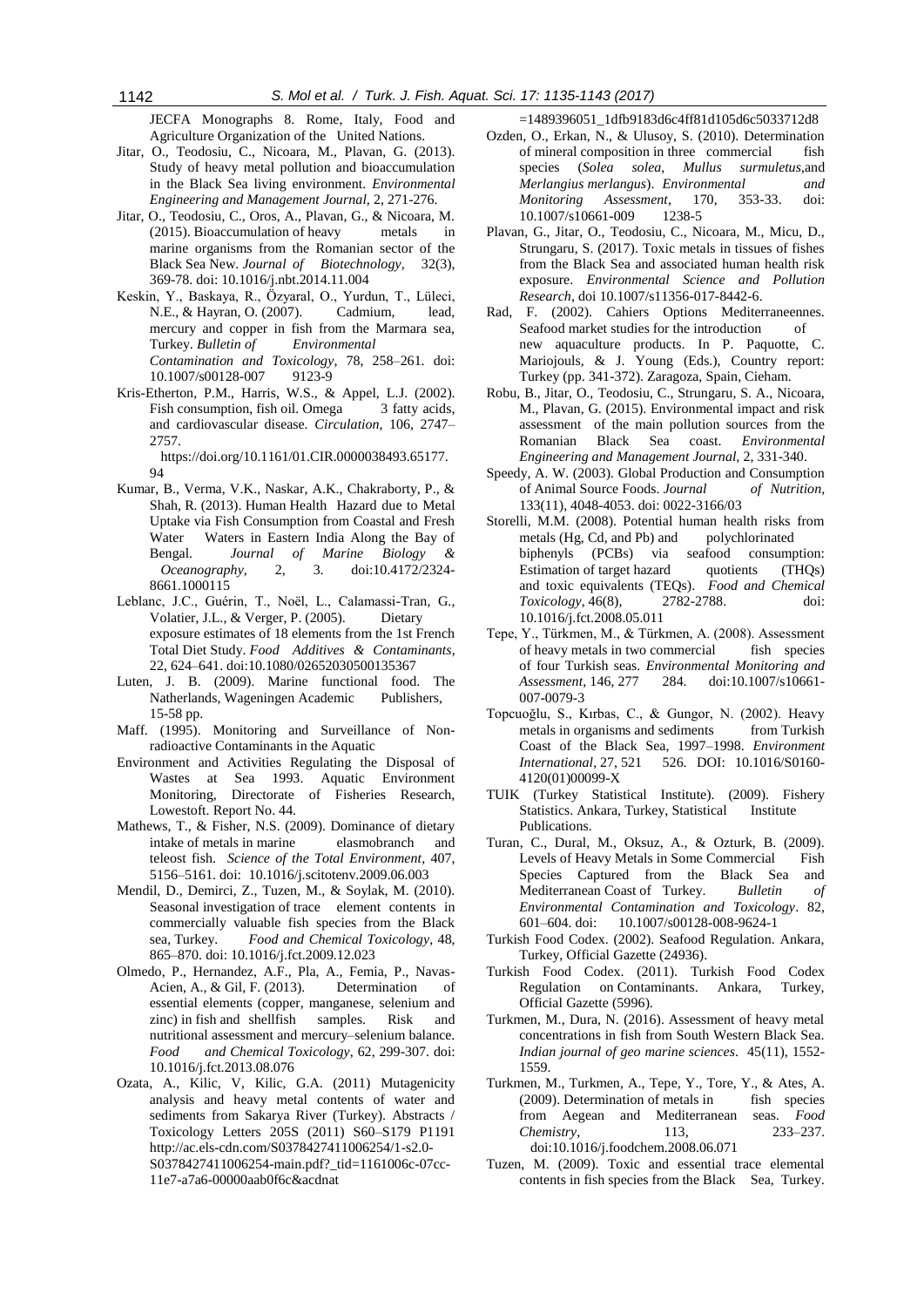JECFA Monographs 8. Rome, Italy, Food and Agriculture Organization of the United Nations.

Jitar, O., Teodosiu, C., Nicoara, M., Plavan, G. (2013). Study of heavy metal pollution and bioaccumulation in the Black Sea living environment. *Environmental Engineering and Management Journal*, 2, 271-276.

Jitar, O., Teodosiu, C., Oros, A., Plavan, G., & Nicoara, M. (2015). Bioaccumulation of heavy metals in marine organisms from the Romanian sector of the Black Sea New. *Journal of Biotechnology*, 32(3), 369-78. doi: 10.1016/j.nbt.2014.11.004

Keskin, Y., Baskaya, R., Özyaral, O., Yurdun, T., Lüleci, N.E., & Hayran, O. (2007). Cadmium, lead, mercury and copper in fish from the Marmara sea, Turkey. *Bulletin of Environmental Contamination and Toxicology*, 78, 258–261. doi: 10.1007/s00128-007 9123-9

Kris-Etherton, P.M., Harris, W.S., & Appel, L.J. (2002). Fish consumption, fish oil. Omega 3 fatty acids, and cardiovascular disease. *Circulation*, 106, 2747–2757. https://doi.org/10.1161/01.CIR.0000038493.65177.94

Kumar, B., Verma, V.K., Naskar, A.K., Chakraborty, P., & Shah, R. (2013). Human Health Hazard due to Metal Uptake via Fish Consumption from Coastal and Fresh Water Waters in Eastern India Along the Bay of Bengal. *Journal of Marine Biology & Oceanography*, 2, 3. doi:10.4172/2324-8661.1000115

Leblanc, J.C., Guérin, T., Noël, L., Calamassi-Tran, G., Volatier, J.L., & Verger, P. (2005). Dietary exposure estimates of 18 elements from the 1st French Total Diet Study. *Food Additives & Contaminants*, 22, 624–641. doi:10.1080/02652030500135367

Luten, J. B. (2009). Marine functional food. The Natherlands, Wageningen Academic Publishers, 15-58 pp.

Maff. (1995). Monitoring and Surveillance of Non-radioactive Contaminants in the Aquatic Environment and Activities Regulating the Disposal of Wastes at Sea 1993. Aquatic Environment Monitoring, Directorate of Fisheries Research, Lowestoft. Report No. 44.

Mathews, T., & Fisher, N.S. (2009). Dominance of dietary intake of metals in marine elasmobranch and teleost fish. *Science of the Total Environment*, 407, 5156–5161. doi: 10.1016/j.scitotenv.2009.06.003

Mendil, D., Demirci, Z., Tuzen, M., & Soylak, M. (2010). Seasonal investigation of trace element contents in commercially valuable fish species from the Black sea, Turkey. *Food and Chemical Toxicology*, 48, 865–870. doi: 10.1016/j.fct.2009.12.023

Olmedo, P., Hernandez, A.F., Pla, A., Femia, P., Navas-Acien, A., & Gil, F. (2013). Determination of essential elements (copper, manganese, selenium and zinc) in fish and shellfish samples. Risk and nutritional assessment and mercury–selenium balance. *Food and Chemical Toxicology*, 62, 299-307. doi: 10.1016/j.fct.2013.08.076

Ozata, A., Kilic, V, Kilic, G.A. (2011) Mutagenicity analysis and heavy metal contents of water and sediments from Sakarya River (Turkey). Abstracts / Toxicology Letters 205S (2011) S60–S179 P1191 http://ac.els-cdn.com/S0378427411006254/1-s2.0-S0378427411006254-main.pdf?_tid=1161006c-07cc-11e7-a7a6-00000aab0f6c&acdnat=1489396051_1dfb9183d6c4ff81d105d6c5033712d8

Ozden, O., Erkan, N., & Ulusoy, S. (2010). Determination of mineral composition in three commercial fish species (*Solea solea*, *Mullus surmuletus*,and *Merlangius merlangus*). *Environmental and Monitoring Assessment*, 170, 353-33. doi: 10.1007/s10661-009 1238-5

Plavan, G., Jitar, O., Teodosiu, C., Nicoara, M., Micu, D., Strungaru, S. (2017). Toxic metals in tissues of fishes from the Black Sea and associated human health risk exposure. *Environmental Science and Pollution Research*, doi 10.1007/s11356-017-8442-6.

Rad, F. (2002). Cahiers Options Mediterraneennes. Seafood market studies for the introduction of new aquaculture products. In P. Paquotte, C. Mariojouls, & J. Young (Eds.), Country report: Turkey (pp. 341-372). Zaragoza, Spain, Cieham.

Robu, B., Jitar, O., Teodosiu, C., Strungaru, S. A., Nicoara, M., Plavan, G. (2015). Environmental impact and risk assessment of the main pollution sources from the Romanian Black Sea coast. *Environmental Engineering and Management Journal*, 2, 331-340.

Speedy, A. W. (2003). Global Production and Consumption of Animal Source Foods. *Journal of Nutrition*, 133(11), 4048-4053. doi: 0022-3166/03

Storelli, M.M. (2008). Potential human health risks from metals (Hg, Cd, and Pb) and polychlorinated biphenyls (PCBs) via seafood consumption: Estimation of target hazard quotients (THQs) and toxic equivalents (TEQs). *Food and Chemical Toxicology*, 46(8), 2782-2788. doi: 10.1016/j.fct.2008.05.011

Tepe, Y., Türkmen, M., & Türkmen, A. (2008). Assessment of heavy metals in two commercial fish species of four Turkish seas. *Environmental Monitoring and Assessment*, 146, 277 284. doi:10.1007/s10661-007-0079-3

Topcuoğlu, S., Kırbas, C., & Gungor, N. (2002). Heavy metals in organisms and sediments from Turkish Coast of the Black Sea, 1997–1998. *Environment International*, 27, 521 526. DOI: 10.1016/S0160-4120(01)00099-X

TUIK (Turkey Statistical Institute). (2009). Fishery Statistics. Ankara, Turkey, Statistical Institute Publications.

Turan, C., Dural, M., Oksuz, A., & Ozturk, B. (2009). Levels of Heavy Metals in Some Commercial Fish Species Captured from the Black Sea and Mediterranean Coast of Turkey. *Bulletin of Environmental Contamination and Toxicology*. 82, 601–604. doi: 10.1007/s00128-008-9624-1

Turkish Food Codex. (2002). Seafood Regulation. Ankara, Turkey, Official Gazette (24936).

Turkish Food Codex. (2011). Turkish Food Codex Regulation on Contaminants. Ankara, Turkey, Official Gazette (5996).

Turkmen, M., Dura, N. (2016). Assessment of heavy metal concentrations in fish from South Western Black Sea. *Indian journal of geo marine sciences*. 45(11), 1552-1559.

Turkmen, M., Turkmen, A., Tepe, Y., Tore, Y., & Ates, A. (2009). Determination of metals in fish species from Aegean and Mediterranean seas. *Food Chemistry*, 113, 233–237. doi:10.1016/j.foodchem.2008.06.071

Tuzen, M. (2009). Toxic and essential trace elemental contents in fish species from the Black Sea, Turkey.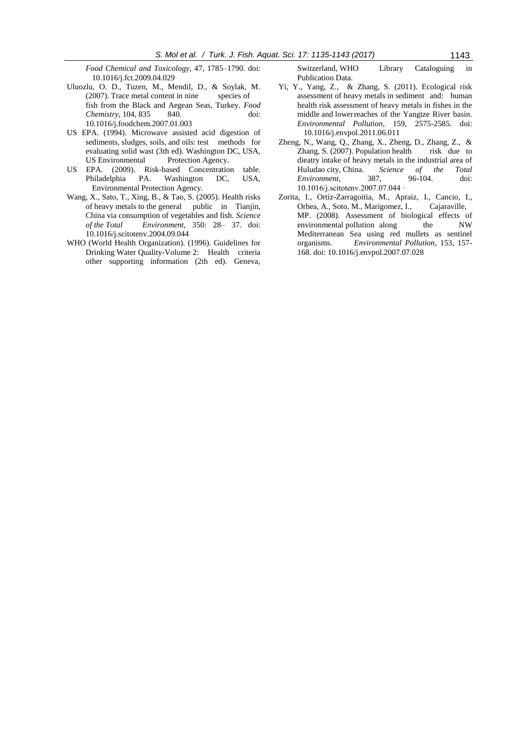*Food Chemical and Toxicology*, 47, 1785–1790. doi: 10.1016/j.fct.2009.04.029

Uluozlu, O. D., Tuzen, M., Mendil, D., & Soylak, M. (2007). Trace metal content in nine species of fish from the Black and Aegean Seas, Turkey. *Food Chemistry*, 104, 835 840. doi: 10.1016/j.foodchem.2007.01.003

US EPA. (1994). Microwave assisted acid digestion of sediments, sludges, soils, and oils: test methods for evaluating solid wast (3th ed). Washington DC, USA, US Environmental Protection Agency.

US EPA. (2009). Risk-based Concentration table. Philadelphia PA. Washington DC, USA, Environmental Protection Agency.

Wang, X., Sato, T., Xing, B., & Tao, S. (2005). Health risks of heavy metals to the general public in Tianjin, China via consumption of vegetables and fish. *Science of the Total Environment*, 350: 28– 37. doi: 10.1016/j.scitotenv.2004.09.044

WHO (World Health Organization). (1996). Guidelines for Drinking Water Quality-Volume 2: Health criteria other supporting information (2th ed). Geneva, Switzerland, WHO Library Cataloguing in Publication Data.

Yi, Y., Yang, Z., & Zhang, S. (2011). Ecological risk assessment of heavy metals in sediment and: human health risk assessment of heavy metals in fishes in the middle and lower reaches of the Yangtze River basin. *Environmental Pollution*, 159, 2575-2585. doi: 10.1016/j.envpol.2011.06.011

Zheng, N., Wang, Q., Zhang, X., Zheng, D., Zhang, Z., & Zhang, S. (2007). Population health risk due to dieatry intake of heavy metals in the industrial area of Huludao city, China. *Science of the Total Environment*, 387, 96-104. doi: 10.1016/j.scitotenv.2007.07.044

Zorita, I., Ortiz-Zarragoitia, M., Apraiz, I., Cancio, I., Orbea, A., Soto, M., Marigomez, I., Cajaraville, MP. (2008). Assessment of biological effects of environmental pollution along the NW Mediterranean Sea using red mullets as sentinel organisms. *Environmental Pollution*, 153, 157-168. doi: 10.1016/j.envpol.2007.07.028